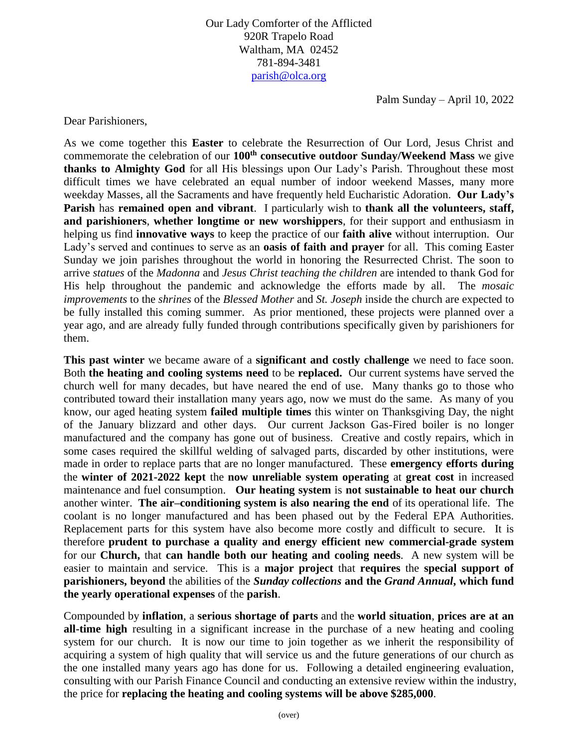Our Lady Comforter of the Afflicted
920R Trapelo Road
Waltham, MA 02452
781-894-3481
parish@olca.org

Palm Sunday – April 10, 2022

Dear Parishioners,

As we come together this **Easter** to celebrate the Resurrection of Our Lord, Jesus Christ and commemorate the celebration of our **100th consecutive outdoor Sunday/Weekend Mass** we give **thanks to Almighty God** for all His blessings upon Our Lady's Parish. Throughout these most difficult times we have celebrated an equal number of indoor weekend Masses, many more weekday Masses, all the Sacraments and have frequently held Eucharistic Adoration. **Our Lady's Parish** has **remained open and vibrant**. I particularly wish to **thank all the volunteers, staff, and parishioners**, **whether longtime or new worshippers**, for their support and enthusiasm in helping us find **innovative ways** to keep the practice of our **faith alive** without interruption. Our Lady's served and continues to serve as an **oasis of faith and prayer** for all. This coming Easter Sunday we join parishes throughout the world in honoring the Resurrected Christ. The soon to arrive *statues* of the *Madonna* and *Jesus Christ teaching the children* are intended to thank God for His help throughout the pandemic and acknowledge the efforts made by all. The *mosaic improvements* to the *shrines* of the *Blessed Mother* and *St. Joseph* inside the church are expected to be fully installed this coming summer. As prior mentioned, these projects were planned over a year ago, and are already fully funded through contributions specifically given by parishioners for them.

**This past winter** we became aware of a **significant and costly challenge** we need to face soon. Both **the heating and cooling systems need** to be **replaced.** Our current systems have served the church well for many decades, but have neared the end of use. Many thanks go to those who contributed toward their installation many years ago, now we must do the same. As many of you know, our aged heating system **failed multiple times** this winter on Thanksgiving Day, the night of the January blizzard and other days. Our current Jackson Gas-Fired boiler is no longer manufactured and the company has gone out of business. Creative and costly repairs, which in some cases required the skillful welding of salvaged parts, discarded by other institutions, were made in order to replace parts that are no longer manufactured. These **emergency efforts during** the **winter of 2021-2022 kept** the **now unreliable system operating** at **great cost** in increased maintenance and fuel consumption. **Our heating system** is **not sustainable to heat our church** another winter. **The air–conditioning system is also nearing the end** of its operational life. The coolant is no longer manufactured and has been phased out by the Federal EPA Authorities. Replacement parts for this system have also become more costly and difficult to secure. It is therefore **prudent to purchase a quality and energy efficient new commercial-grade system** for our **Church,** that **can handle both our heating and cooling needs**. A new system will be easier to maintain and service. This is a **major project** that **requires** the **special support of parishioners, beyond** the abilities of the ***Sunday collections*** **and the *Grand Annual*, which fund the yearly operational expenses** of the **parish**.

Compounded by **inflation**, a **serious shortage of parts** and the **world situation**, **prices are at an all-time high** resulting in a significant increase in the purchase of a new heating and cooling system for our church. It is now our time to join together as we inherit the responsibility of acquiring a system of high quality that will service us and the future generations of our church as the one installed many years ago has done for us. Following a detailed engineering evaluation, consulting with our Parish Finance Council and conducting an extensive review within the industry, the price for **replacing the heating and cooling systems will be above $285,000**.

(over)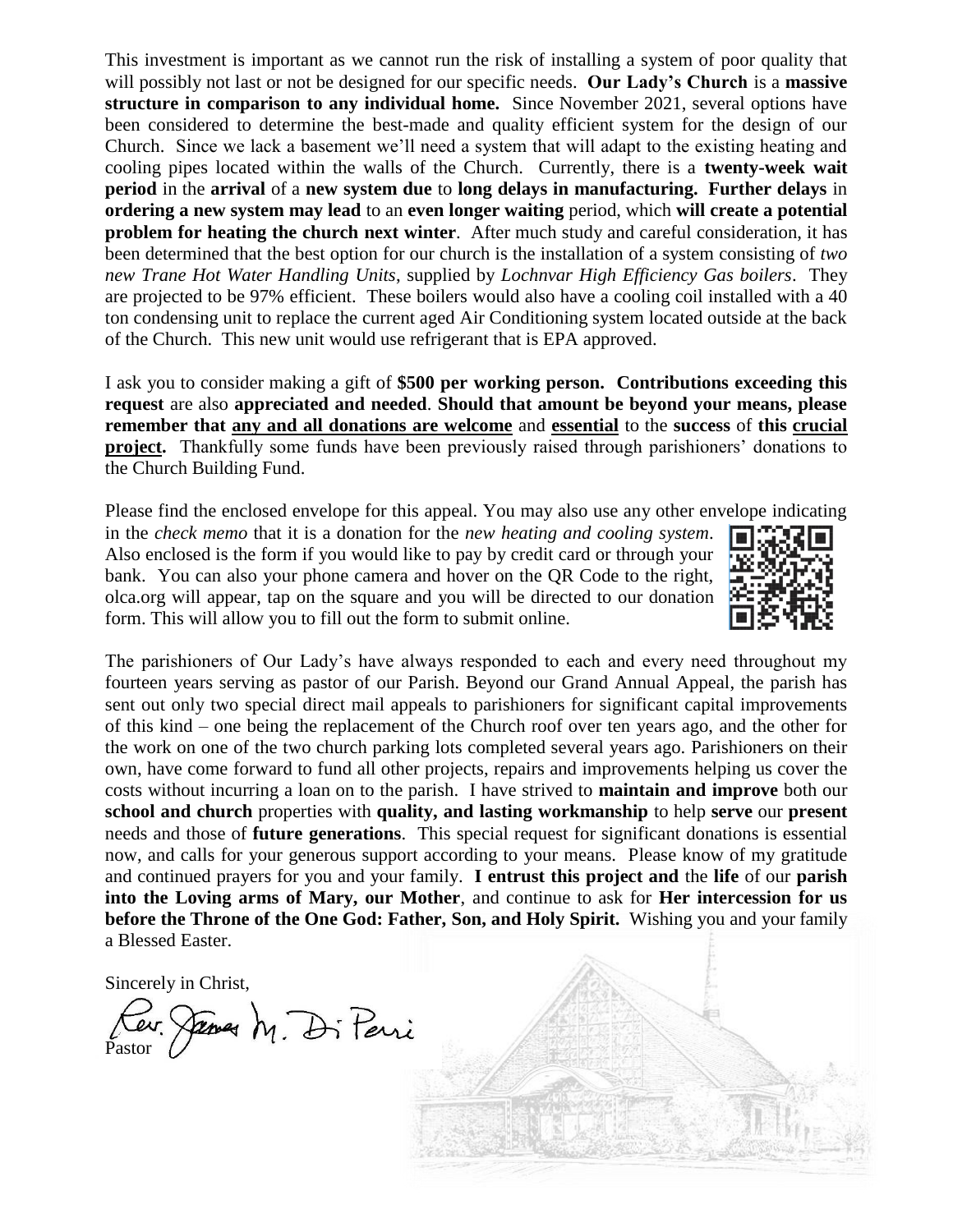This investment is important as we cannot run the risk of installing a system of poor quality that will possibly not last or not be designed for our specific needs. **Our Lady's Church** is a **massive structure in comparison to any individual home.** Since November 2021, several options have been considered to determine the best-made and quality efficient system for the design of our Church. Since we lack a basement we'll need a system that will adapt to the existing heating and cooling pipes located within the walls of the Church. Currently, there is a **twenty-week wait period** in the **arrival** of a **new system due** to **long delays in manufacturing. Further delays** in **ordering a new system may lead** to an **even longer waiting** period, which **will create a potential problem for heating the church next winter**. After much study and careful consideration, it has been determined that the best option for our church is the installation of a system consisting of *two new Trane Hot Water Handling Units*, supplied by *Lochnvar High Efficiency Gas boilers*. They are projected to be 97% efficient. These boilers would also have a cooling coil installed with a 40 ton condensing unit to replace the current aged Air Conditioning system located outside at the back of the Church. This new unit would use refrigerant that is EPA approved.

I ask you to consider making a gift of **$500 per working person. Contributions exceeding this request** are also **appreciated and needed**. **Should that amount be beyond your means, please remember that <u>any and all donations are welcome</u>** and **<u>essential</u>** to the **success** of **this <u>crucial</u> <u>project</u>.** Thankfully some funds have been previously raised through parishioners' donations to the Church Building Fund.

Please find the enclosed envelope for this appeal. You may also use any other envelope indicating in the *check memo* that it is a donation for the *new heating and cooling system*. Also enclosed is the form if you would like to pay by credit card or through your bank. You can also your phone camera and hover on the QR Code to the right, olca.org will appear, tap on the square and you will be directed to our donation form. This will allow you to fill out the form to submit online.

The parishioners of Our Lady's have always responded to each and every need throughout my fourteen years serving as pastor of our Parish. Beyond our Grand Annual Appeal, the parish has sent out only two special direct mail appeals to parishioners for significant capital improvements of this kind – one being the replacement of the Church roof over ten years ago, and the other for the work on one of the two church parking lots completed several years ago. Parishioners on their own, have come forward to fund all other projects, repairs and improvements helping us cover the costs without incurring a loan on to the parish. I have strived to **maintain and improve** both our **school and church** properties with **quality, and lasting workmanship** to help **serve** our **present** needs and those of **future generations**. This special request for significant donations is essential now, and calls for your generous support according to your means. Please know of my gratitude and continued prayers for you and your family. **I entrust this project and** the **life** of our **parish into the Loving arms of Mary, our Mother**, and continue to ask for **Her intercession for us before the Throne of the One God: Father, Son, and Holy Spirit.** Wishing you and your family a Blessed Easter.

Sincerely in Christ,

Rev. James M. Di Perri

Pastor